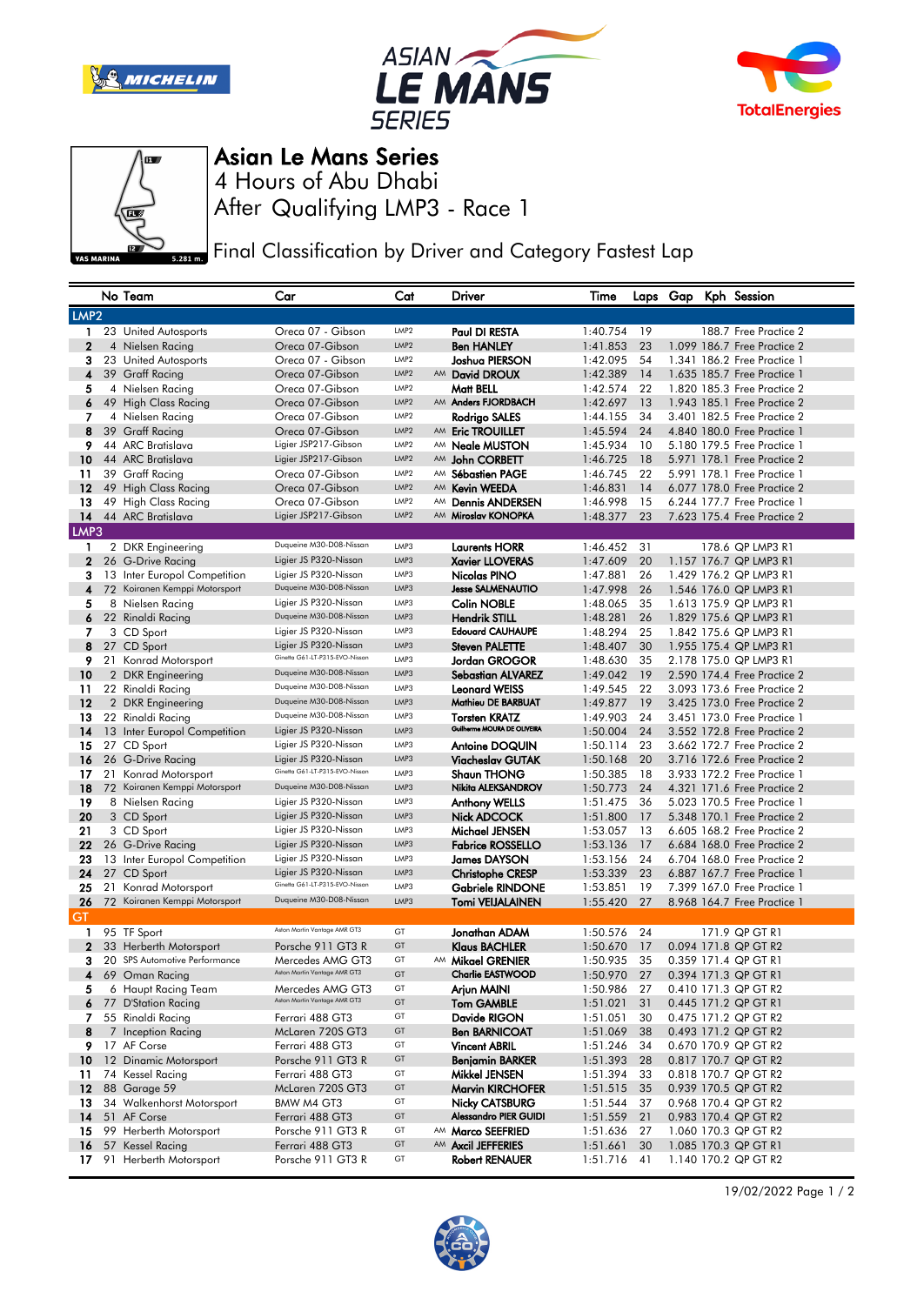# Asian Le Mans Series

## 4 Hours of Abu Dhabi

## After Qualifying LMP3 - Race 1

### Final Classification by Driver and Category Fastest Lap

| | No | Team | Car | Cat | | Driver | Time | Laps | Gap | Kph | Session |
|---|---|---|---|---|---|---|---|---|---|---|---|
| **LMP2** | | | | | | | | | | | |
| 1 | 23 | United Autosports | Oreca 07 - Gibson | LMP2 | | Paul DI RESTA | 1:40.754 | 19 | | 188.7 | Free Practice 2 |
| 2 | 4 | Nielsen Racing | Oreca 07-Gibson | LMP2 | | Ben HANLEY | 1:41.853 | 23 | 1.099 | 186.7 | Free Practice 2 |
| 3 | 23 | United Autosports | Oreca 07 - Gibson | LMP2 | | Joshua PIERSON | 1:42.095 | 54 | 1.341 | 186.2 | Free Practice 1 |
| 4 | 39 | Graff Racing | Oreca 07-Gibson | LMP2 | AM | David DROUX | 1:42.389 | 14 | 1.635 | 185.7 | Free Practice 2 |
| 5 | 4 | Nielsen Racing | Oreca 07-Gibson | LMP2 | | Matt BELL | 1:42.574 | 22 | 1.820 | 185.3 | Free Practice 2 |
| 6 | 49 | High Class Racing | Oreca 07-Gibson | LMP2 | AM | Anders FJORDBACH | 1:42.697 | 13 | 1.943 | 185.1 | Free Practice 2 |
| 7 | 4 | Nielsen Racing | Oreca 07-Gibson | LMP2 | | Rodrigo SALES | 1:44.155 | 34 | 3.401 | 182.5 | Free Practice 2 |
| 8 | 39 | Graff Racing | Oreca 07-Gibson | LMP2 | AM | Eric TROUILLET | 1:45.594 | 24 | 4.840 | 180.0 | Free Practice 2 |
| 9 | 44 | ARC Bratislava | Ligier JSP217-Gibson | LMP2 | AM | Neale MUSTON | 1:45.934 | 10 | 5.180 | 179.5 | Free Practice 1 |
| 10 | 44 | ARC Bratislava | Ligier JSP217-Gibson | LMP2 | AM | John CORBETT | 1:46.725 | 18 | 5.971 | 178.1 | Free Practice 2 |
| 11 | 39 | Graff Racing | Oreca 07-Gibson | LMP2 | AM | Sébastien PAGE | 1:46.745 | 22 | 5.991 | 178.1 | Free Practice 1 |
| 12 | 49 | High Class Racing | Oreca 07-Gibson | LMP2 | AM | Kevin WEEDA | 1:46.831 | 14 | 6.077 | 178.0 | Free Practice 2 |
| 13 | 49 | High Class Racing | Oreca 07-Gibson | LMP2 | AM | Dennis ANDERSEN | 1:46.998 | 15 | 6.244 | 177.7 | Free Practice 1 |
| 14 | 44 | ARC Bratislava | Ligier JSP217-Gibson | LMP2 | AM | Miroslav KONOPKA | 1:48.377 | 23 | 7.623 | 175.4 | Free Practice 2 |
| **LMP3** | | | | | | | | | | | |
| 1 | 2 | DKR Engineering | Duqueine M30-D08-Nissan | LMP3 | | Laurents HORR | 1:46.452 | 31 | | 178.6 | QP LMP3 R1 |
| 2 | 26 | G-Drive Racing | Ligier JS P320-Nissan | LMP3 | | Xavier LLOVERAS | 1:47.609 | 20 | 1.157 | 176.7 | QP LMP3 R1 |
| 3 | 13 | Inter Europol Competition | Ligier JS P320-Nissan | LMP3 | | Nicolas PINO | 1:47.881 | 26 | 1.429 | 176.2 | QP LMP3 R1 |
| 4 | 72 | Koiranen Kemppi Motorsport | Duqueine M30-D08-Nissan | LMP3 | | Jesse SALMENAUTIO | 1:47.998 | 26 | 1.546 | 176.0 | QP LMP3 R1 |
| 5 | 8 | Nielsen Racing | Ligier JS P320-Nissan | LMP3 | | Colin NOBLE | 1:48.065 | 35 | 1.613 | 175.9 | QP LMP3 R1 |
| 6 | 22 | Rinaldi Racing | Duqueine M30-D08-Nissan | LMP3 | | Hendrik STILL | 1:48.281 | 26 | 1.829 | 175.6 | QP LMP3 R1 |
| 7 | 3 | CD Sport | Ligier JS P320-Nissan | LMP3 | | Edouard CAUHAUPE | 1:48.294 | 25 | 1.842 | 175.6 | QP LMP3 R1 |
| 8 | 27 | CD Sport | Ligier JS P320-Nissan | LMP3 | | Steven PALETTE | 1:48.407 | 30 | 1.955 | 175.4 | QP LMP3 R1 |
| 9 | 21 | Konrad Motorsport | Ginetta G61-LT-P315-EVO-Nissan | LMP3 | | Jordan GROGOR | 1:48.630 | 35 | 2.178 | 175.0 | QP LMP3 R1 |
| 10 | 2 | DKR Engineering | Duqueine M30-D08-Nissan | LMP3 | | Sebastian ALVAREZ | 1:49.042 | 19 | 2.590 | 174.4 | Free Practice 2 |
| 11 | 22 | Rinaldi Racing | Duqueine M30-D08-Nissan | LMP3 | | Leonard WEISS | 1:49.545 | 22 | 3.093 | 173.6 | Free Practice 2 |
| 12 | 2 | DKR Engineering | Duqueine M30-D08-Nissan | LMP3 | | Mathieu DE BARBUAT | 1:49.877 | 19 | 3.425 | 173.0 | Free Practice 2 |
| 13 | 22 | Rinaldi Racing | Duqueine M30-D08-Nissan | LMP3 | | Torsten KRATZ | 1:49.903 | 24 | 3.451 | 173.0 | Free Practice 1 |
| 14 | 13 | Inter Europol Competition | Ligier JS P320-Nissan | LMP3 | | Guilherme MOURA DE OLIVEIRA | 1:50.004 | 24 | 3.552 | 172.8 | Free Practice 2 |
| 15 | 27 | CD Sport | Ligier JS P320-Nissan | LMP3 | | Antoine DOQUIN | 1:50.114 | 23 | 3.662 | 172.7 | Free Practice 2 |
| 16 | 26 | G-Drive Racing | Ligier JS P320-Nissan | LMP3 | | Viacheslav GUTAK | 1:50.168 | 20 | 3.716 | 172.6 | Free Practice 2 |
| 17 | 21 | Konrad Motorsport | Ginetta G61-LT-P315-EVO-Nissan | LMP3 | | Shaun THONG | 1:50.385 | 18 | 3.933 | 172.2 | Free Practice 1 |
| 18 | 72 | Koiranen Kemppi Motorsport | Duqueine M30-D08-Nissan | LMP3 | | Nikita ALEKSANDROV | 1:50.773 | 24 | 4.321 | 171.6 | Free Practice 2 |
| 19 | 8 | Nielsen Racing | Ligier JS P320-Nissan | LMP3 | | Anthony WELLS | 1:51.475 | 36 | 5.023 | 170.5 | Free Practice 1 |
| 20 | 3 | CD Sport | Ligier JS P320-Nissan | LMP3 | | Nick ADCOCK | 1:51.800 | 17 | 5.348 | 170.1 | Free Practice 2 |
| 21 | 3 | CD Sport | Ligier JS P320-Nissan | LMP3 | | Michael JENSEN | 1:53.057 | 13 | 6.605 | 168.2 | Free Practice 2 |
| 22 | 26 | G-Drive Racing | Ligier JS P320-Nissan | LMP3 | | Fabrice ROSSELLO | 1:53.136 | 17 | 6.684 | 168.0 | Free Practice 2 |
| 23 | 13 | Inter Europol Competition | Ligier JS P320-Nissan | LMP3 | | James DAYSON | 1:53.156 | 24 | 6.704 | 168.0 | Free Practice 2 |
| 24 | 27 | CD Sport | Ligier JS P320-Nissan | LMP3 | | Christophe CRESP | 1:53.339 | 23 | 6.887 | 167.7 | Free Practice 1 |
| 25 | 21 | Konrad Motorsport | Ginetta G61-LT-P315-EVO-Nissan | LMP3 | | Gabriele RINDONE | 1:53.851 | 19 | 7.399 | 167.0 | Free Practice 1 |
| 26 | 72 | Koiranen Kemppi Motorsport | Duqueine M30-D08-Nissan | LMP3 | | Tomi VEIJALAINEN | 1:55.420 | 27 | 8.968 | 164.7 | Free Practice 1 |
| **GT** | | | | | | | | | | | |
| 1 | 95 | TF Sport | Aston Martin Vantage AMR GT3 | GT | | Jonathan ADAM | 1:50.576 | 24 | | 171.9 | QP GT R1 |
| 2 | 33 | Herberth Motorsport | Porsche 911 GT3 R | GT | | Klaus BACHLER | 1:50.670 | 17 | 0.094 | 171.8 | QP GT R2 |
| 3 | 20 | SPS Automotive Performance | Mercedes AMG GT3 | GT | AM | Mikael GRENIER | 1:50.935 | 35 | 0.359 | 171.4 | QP GT R1 |
| 4 | 69 | Oman Racing | Aston Martin Vantage AMR GT3 | GT | | Charlie EASTWOOD | 1:50.970 | 27 | 0.394 | 171.3 | QP GT R1 |
| 5 | 6 | Haupt Racing Team | Mercedes AMG GT3 | GT | | Arjun MAINI | 1:50.986 | 27 | 0.410 | 171.3 | QP GT R2 |
| 6 | 77 | D'Station Racing | Aston Martin Vantage AMR GT3 | GT | | Tom GAMBLE | 1:51.021 | 31 | 0.445 | 171.2 | QP GT R1 |
| 7 | 55 | Rinaldi Racing | Ferrari 488 GT3 | GT | | Davide RIGON | 1:51.051 | 30 | 0.475 | 171.2 | QP GT R2 |
| 8 | 7 | Inception Racing | McLaren 720S GT3 | GT | | Ben BARNICOAT | 1:51.069 | 38 | 0.493 | 171.2 | QP GT R2 |
| 9 | 17 | AF Corse | Ferrari 488 GT3 | GT | | Vincent ABRIL | 1:51.246 | 34 | 0.670 | 170.9 | QP GT R2 |
| 10 | 12 | Dinamic Motorsport | Porsche 911 GT3 R | GT | | Benjamin BARKER | 1:51.393 | 28 | 0.817 | 170.7 | QP GT R2 |
| 11 | 74 | Kessel Racing | Ferrari 488 GT3 | GT | | Mikkel JENSEN | 1:51.394 | 33 | 0.818 | 170.7 | QP GT R2 |
| 12 | 88 | Garage 59 | McLaren 720S GT3 | GT | | Marvin KIRCHOFER | 1:51.515 | 35 | 0.939 | 170.5 | QP GT R2 |
| 13 | 34 | Walkenhorst Motorsport | BMW M4 GT3 | GT | | Nicky CATSBURG | 1:51.544 | 37 | 0.968 | 170.4 | QP GT R2 |
| 14 | 51 | AF Corse | Ferrari 488 GT3 | GT | | Alessandro PIER GUIDI | 1:51.559 | 21 | 0.983 | 170.4 | QP GT R2 |
| 15 | 99 | Herberth Motorsport | Porsche 911 GT3 R | GT | AM | Marco SEEFRIED | 1:51.636 | 27 | 1.060 | 170.3 | QP GT R2 |
| 16 | 57 | Kessel Racing | Ferrari 488 GT3 | GT | AM | Axcil JEFFERIES | 1:51.661 | 30 | 1.085 | 170.3 | QP GT R1 |
| 17 | 91 | Herberth Motorsport | Porsche 911 GT3 R | GT | | Robert RENAUER | 1:51.716 | 41 | 1.140 | 170.2 | QP GT R2 |

19/02/2022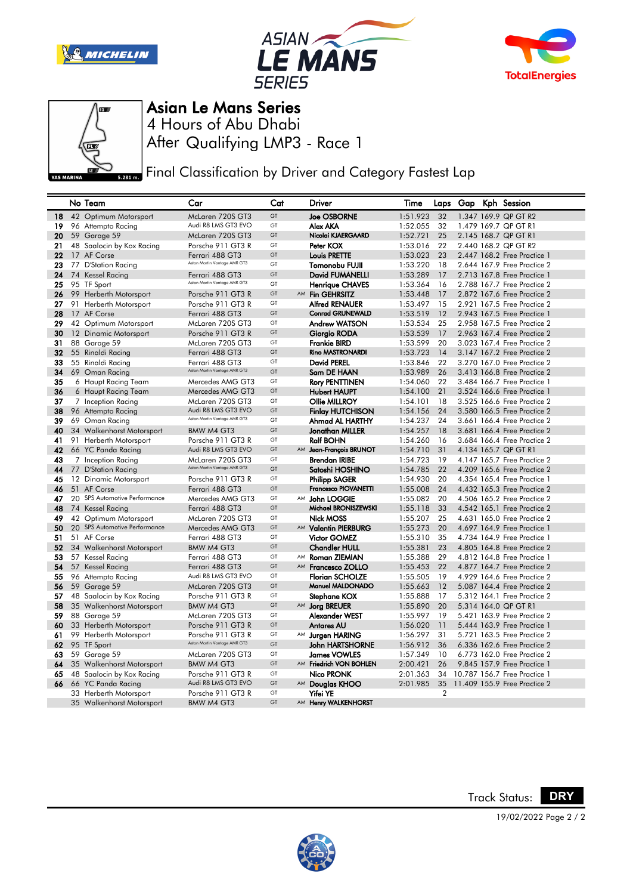# Asian Le Mans Series

4 Hours of Abu Dhabi

After Qualifying LMP3 - Race 1

Final Classification by Driver and Category Fastest Lap

| | No | Team | Car | Cat | | Driver | Time | Laps | Gap | Kph | Session |
|---|---|---|---|---|---|---|---|---|---|---|---|
| 18 | 42 | Optimum Motorsport | McLaren 720S GT3 | GT | | Joe OSBORNE | 1:51.923 | 32 | 1.347 | 169.9 | QP GT R2 |
| 19 | 96 | Attempto Racing | Audi R8 LMS GT3 EVO | GT | | Alex AKA | 1:52.055 | 32 | 1.479 | 169.7 | QP GT R1 |
| 20 | 59 | Garage 59 | McLaren 720S GT3 | GT | | Nicolai KJAERGAARD | 1:52.721 | 25 | 2.145 | 168.7 | QP GT R1 |
| 21 | 48 | Saalocin by Kox Racing | Porsche 911 GT3 R | GT | | Peter KOX | 1:53.016 | 22 | 2.440 | 168.2 | QP GT R2 |
| 22 | 17 | AF Corse | Ferrari 488 GT3 | GT | | Louis PRETTE | 1:53.023 | 23 | 2.447 | 168.2 | Free Practice 1 |
| 23 | 77 | D'Station Racing | Aston Martin Vantage AMR GT3 | GT | | Tomonobu FUJII | 1:53.220 | 18 | 2.644 | 167.9 | Free Practice 2 |
| 24 | 74 | Kessel Racing | Ferrari 488 GT3 | GT | | David FUMANELLI | 1:53.289 | 17 | 2.713 | 167.8 | Free Practice 1 |
| 25 | 95 | TF Sport | Aston Martin Vantage AMR GT3 | GT | | Henrique CHAVES | 1:53.364 | 16 | 2.788 | 167.7 | Free Practice 2 |
| 26 | 99 | Herberth Motorsport | Porsche 911 GT3 R | GT | AM | Fin GEHRSITZ | 1:53.448 | 17 | 2.872 | 167.6 | Free Practice 2 |
| 27 | 91 | Herberth Motorsport | Porsche 911 GT3 R | GT | | Alfred RENAUER | 1:53.497 | 15 | 2.921 | 167.5 | Free Practice 2 |
| 28 | 17 | AF Corse | Ferrari 488 GT3 | GT | | Conrad GRUNEWALD | 1:53.519 | 12 | 2.943 | 167.5 | Free Practice 1 |
| 29 | 42 | Optimum Motorsport | McLaren 720S GT3 | GT | | Andrew WATSON | 1:53.534 | 25 | 2.958 | 167.5 | Free Practice 2 |
| 30 | 12 | Dinamic Motorsport | Porsche 911 GT3 R | GT | | Giorgio RODA | 1:53.539 | 17 | 2.963 | 167.4 | Free Practice 2 |
| 31 | 88 | Garage 59 | McLaren 720S GT3 | GT | | Frankie BIRD | 1:53.599 | 20 | 3.023 | 167.4 | Free Practice 2 |
| 32 | 55 | Rinaldi Racing | Ferrari 488 GT3 | GT | | Rino MASTRONARDI | 1:53.723 | 14 | 3.147 | 167.2 | Free Practice 2 |
| 33 | 55 | Rinaldi Racing | Ferrari 488 GT3 | GT | | David PEREL | 1:53.846 | 22 | 3.270 | 167.0 | Free Practice 2 |
| 34 | 69 | Oman Racing | Aston Martin Vantage AMR GT3 | GT | | Sam DE HAAN | 1:53.989 | 26 | 3.413 | 166.8 | Free Practice 2 |
| 35 | 6 | Haupt Racing Team | Mercedes AMG GT3 | GT | | Rory PENTTINEN | 1:54.060 | 22 | 3.484 | 166.7 | Free Practice 1 |
| 36 | 6 | Haupt Racing Team | Mercedes AMG GT3 | GT | | Hubert HAUPT | 1:54.100 | 21 | 3.524 | 166.6 | Free Practice 1 |
| 37 | 7 | Inception Racing | McLaren 720S GT3 | GT | | Ollie MILLROY | 1:54.101 | 18 | 3.525 | 166.6 | Free Practice 2 |
| 38 | 96 | Attempto Racing | Audi R8 LMS GT3 EVO | GT | | Finlay HUTCHISON | 1:54.156 | 24 | 3.580 | 166.5 | Free Practice 2 |
| 39 | 69 | Oman Racing | Aston Martin Vantage AMR GT3 | GT | | Ahmad AL HARTHY | 1:54.237 | 24 | 3.661 | 166.4 | Free Practice 2 |
| 40 | 34 | Walkenhorst Motorsport | BMW M4 GT3 | GT | | Jonathan MILLER | 1:54.257 | 18 | 3.681 | 166.4 | Free Practice 2 |
| 41 | 91 | Herberth Motorsport | Porsche 911 GT3 R | GT | | Ralf BOHN | 1:54.260 | 16 | 3.684 | 166.4 | Free Practice 2 |
| 42 | 66 | YC Panda Racing | Audi R8 LMS GT3 EVO | GT | AM | Jean-François BRUNOT | 1:54.710 | 31 | 4.134 | 165.7 | QP GT R1 |
| 43 | 7 | Inception Racing | McLaren 720S GT3 | GT | | Brendan IRIBE | 1:54.723 | 19 | 4.147 | 165.7 | Free Practice 2 |
| 44 | 77 | D'Station Racing | Aston Martin Vantage AMR GT3 | GT | | Satoshi HOSHINO | 1:54.785 | 22 | 4.209 | 165.6 | Free Practice 2 |
| 45 | 12 | Dinamic Motorsport | Porsche 911 GT3 R | GT | | Philipp SAGER | 1:54.930 | 20 | 4.354 | 165.4 | Free Practice 1 |
| 46 | 51 | AF Corse | Ferrari 488 GT3 | GT | | Francesco PIOVANETTI | 1:55.008 | 24 | 4.432 | 165.3 | Free Practice 2 |
| 47 | 20 | SPS Automotive Performance | Mercedes AMG GT3 | GT | AM | John LOGGIE | 1:55.082 | 20 | 4.506 | 165.2 | Free Practice 2 |
| 48 | 74 | Kessel Racing | Ferrari 488 GT3 | GT | | Michael BRONISZEWSKI | 1:55.118 | 33 | 4.542 | 165.1 | Free Practice 2 |
| 49 | 42 | Optimum Motorsport | McLaren 720S GT3 | GT | | Nick MOSS | 1:55.207 | 25 | 4.631 | 165.0 | Free Practice 2 |
| 50 | 20 | SPS Automotive Performance | Mercedes AMG GT3 | GT | AM | Valentin PIERBURG | 1:55.273 | 20 | 4.697 | 164.9 | Free Practice 1 |
| 51 | 51 | AF Corse | Ferrari 488 GT3 | GT | | Victor GOMEZ | 1:55.310 | 35 | 4.734 | 164.9 | Free Practice 2 |
| 52 | 34 | Walkenhorst Motorsport | BMW M4 GT3 | GT | | Chandler HULL | 1:55.381 | 23 | 4.805 | 164.8 | Free Practice 2 |
| 53 | 57 | Kessel Racing | Ferrari 488 GT3 | GT | AM | Roman ZIEMIAN | 1:55.388 | 29 | 4.812 | 164.8 | Free Practice 1 |
| 54 | 57 | Kessel Racing | Ferrari 488 GT3 | GT | AM | Francesco ZOLLO | 1:55.453 | 22 | 4.877 | 164.7 | Free Practice 2 |
| 55 | 96 | Attempto Racing | Audi R8 LMS GT3 EVO | GT | | Florian SCHOLZE | 1:55.505 | 19 | 4.929 | 164.6 | Free Practice 2 |
| 56 | 59 | Garage 59 | McLaren 720S GT3 | GT | | Manuel MALDONADO | 1:55.663 | 12 | 5.087 | 164.4 | Free Practice 2 |
| 57 | 48 | Saalocin by Kox Racing | Porsche 911 GT3 R | GT | | Stephane KOX | 1:55.888 | 17 | 5.312 | 164.1 | Free Practice 2 |
| 58 | 35 | Walkenhorst Motorsport | BMW M4 GT3 | GT | AM | Jorg BREUER | 1:55.890 | 20 | 5.314 | 164.0 | QP GT R1 |
| 59 | 88 | Garage 59 | McLaren 720S GT3 | GT | | Alexander WEST | 1:55.997 | 19 | 5.421 | 163.9 | Free Practice 2 |
| 60 | 33 | Herberth Motorsport | Porsche 911 GT3 R | GT | | Antares AU | 1:56.020 | 11 | 5.444 | 163.8 | Free Practice 1 |
| 61 | 99 | Herberth Motorsport | Porsche 911 GT3 R | GT | AM | Jurgen HARING | 1:56.297 | 31 | 5.721 | 163.5 | Free Practice 2 |
| 62 | 95 | TF Sport | Aston Martin Vantage AMR GT3 | GT | | John HARTSHORNE | 1:56.912 | 36 | 6.336 | 162.6 | Free Practice 2 |
| 63 | 59 | Garage 59 | McLaren 720S GT3 | GT | | James VOWLES | 1:57.349 | 10 | 6.773 | 162.0 | Free Practice 2 |
| 64 | 35 | Walkenhorst Motorsport | BMW M4 GT3 | GT | AM | Friedrich VON BOHLEN | 2:00.421 | 26 | 9.845 | 157.9 | Free Practice 1 |
| 65 | 48 | Saalocin by Kox Racing | Porsche 911 GT3 R | GT | | Nico PRONK | 2:01.363 | 34 | 10.787 | 156.7 | Free Practice 1 |
| 66 | 66 | YC Panda Racing | Audi R8 LMS GT3 EVO | GT | AM | Douglas KHOO | 2:01.985 | 35 | 11.409 | 155.9 | Free Practice 2 |
| | 33 | Herberth Motorsport | Porsche 911 GT3 R | GT | | Yifei YE | | 2 | | | |
| | 35 | Walkenhorst Motorsport | BMW M4 GT3 | GT | AM | Henry WALKENHORST | | | | | |

Track Status: DRY

19/02/2022